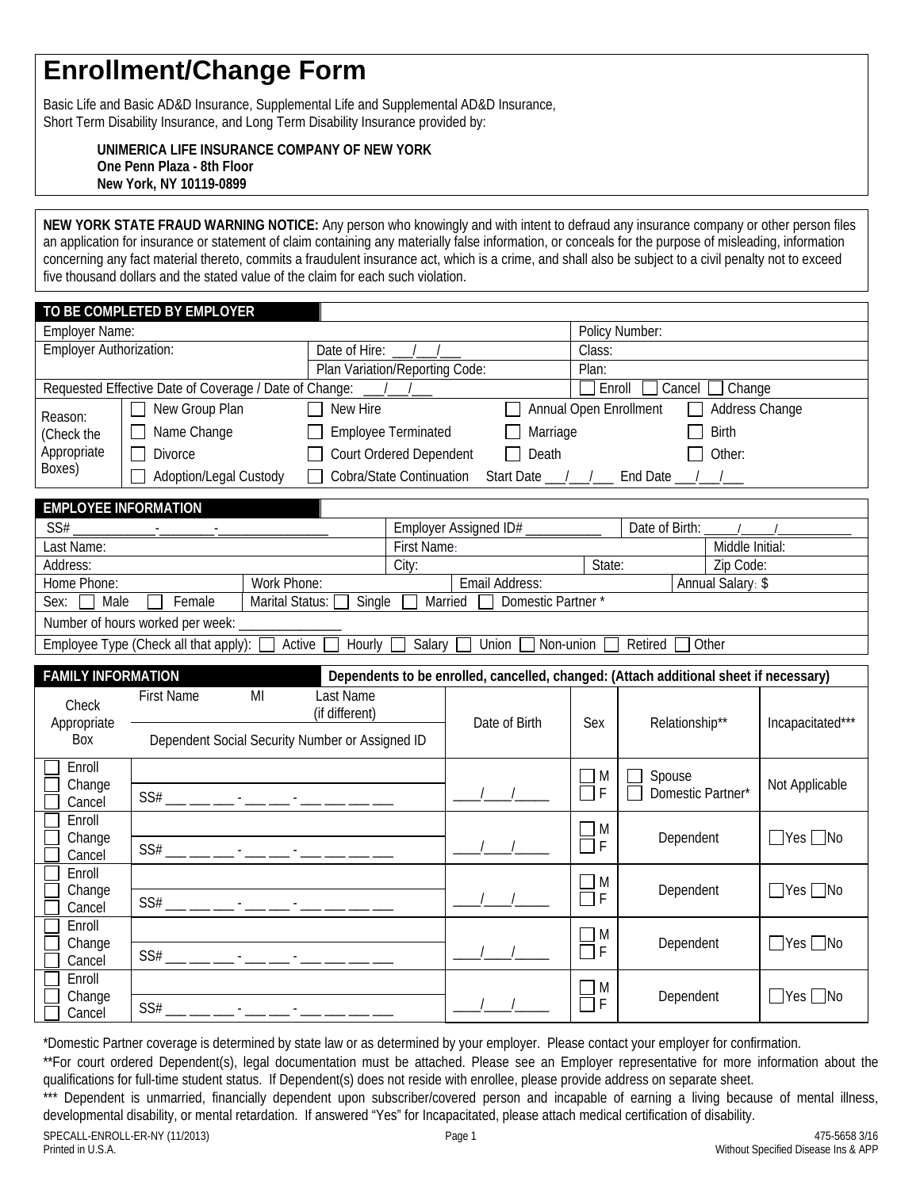# Enrollment/Change Form

Basic Life and Basic AD&D Insurance, Supplemental Life and Supplemental AD&D Insurance, Short Term Disability Insurance, and Long Term Disability Insurance provided by:

**UNIMERICA LIFE INSURANCE COMPANY OF NEW YORK**
**One Penn Plaza - 8th Floor**
**New York, NY 10119-0899**

**NEW YORK STATE FRAUD WARNING NOTICE:** Any person who knowingly and with intent to defraud any insurance company or other person files an application for insurance or statement of claim containing any materially false information, or conceals for the purpose of misleading, information concerning any fact material thereto, commits a fraudulent insurance act, which is a crime, and shall also be subject to a civil penalty not to exceed five thousand dollars and the stated value of the claim for each such violation.

## TO BE COMPLETED BY EMPLOYER

| | | |
|---|---|---|
| Employer Name: | | Policy Number: |
| Employer Authorization: | Date of Hire: ___/___/___ | Class: |
| | Plan Variation/Reporting Code: | Plan: |
| Requested Effective Date of Coverage / Date of Change: ___/___/___ | | ☐ Enroll ☐ Cancel ☐ Change |

| | | | | |
|---|---|---|---|---|
| Reason: (Check the Appropriate Boxes) | ☐ New Group Plan | ☐ New Hire | ☐ Annual Open Enrollment | ☐ Address Change |
| | ☐ Name Change | ☐ Employee Terminated | ☐ Marriage | ☐ Birth |
| | ☐ Divorce | ☐ Court Ordered Dependent | ☐ Death | ☐ Other: |
| | ☐ Adoption/Legal Custody | ☐ Cobra/State Continuation Start Date ___/___/___ End Date ___/___/___ | | |

## EMPLOYEE INFORMATION

| | | | |
|---|---|---|---|
| SS# ____________-________-________________ | Employer Assigned ID# ___________ | Date of Birth: _____/_____/___________ | |
| Last Name: | First Name: | | Middle Initial: |
| Address: | City: | State: | Zip Code: |
| Home Phone: | Work Phone: | Email Address: | Annual Salary: $ |
| Sex: ☐ Male ☐ Female | Marital Status: ☐ Single ☐ Married ☐ Domestic Partner * | | |
| Number of hours worked per week: _______________ | | | |
| Employee Type (Check all that apply): ☐ Active ☐ Hourly ☐ Salary ☐ Union ☐ Non-union ☐ Retired ☐ Other | | | |

## FAMILY INFORMATION

**Dependents to be enrolled, cancelled, changed: (Attach additional sheet if necessary)**

| Check Appropriate Box | First Name MI Last Name (if different) / Dependent Social Security Number or Assigned ID | Date of Birth | Sex | Relationship** | Incapacitated*** |
|---|---|---|---|---|---|
| ☐ Enroll ☐ Change ☐ Cancel | SS# ___ ___ ___ - ___ ___ - ___ ___ ___ ___ | ____/____/_____ | ☐ M ☐ F | ☐ Spouse ☐ Domestic Partner* | Not Applicable |
| ☐ Enroll ☐ Change ☐ Cancel | SS# ___ ___ ___ - ___ ___ - ___ ___ ___ ___ | ____/____/_____ | ☐ M ☐ F | Dependent | ☐Yes ☐No |
| ☐ Enroll ☐ Change ☐ Cancel | SS# ___ ___ ___ - ___ ___ - ___ ___ ___ ___ | ____/____/_____ | ☐ M ☐ F | Dependent | ☐Yes ☐No |
| ☐ Enroll ☐ Change ☐ Cancel | SS# ___ ___ ___ - ___ ___ - ___ ___ ___ ___ | ____/____/_____ | ☐ M ☐ F | Dependent | ☐Yes ☐No |
| ☐ Enroll ☐ Change ☐ Cancel | SS# ___ ___ ___ - ___ ___ - ___ ___ ___ ___ | ____/____/_____ | ☐ M ☐ F | Dependent | ☐Yes ☐No |

*Domestic Partner coverage is determined by state law or as determined by your employer. Please contact your employer for confirmation.

**For court ordered Dependent(s), legal documentation must be attached. Please see an Employer representative for more information about the qualifications for full-time student status. If Dependent(s) does not reside with enrollee, please provide address on separate sheet.

*** Dependent is unmarried, financially dependent upon subscriber/covered person and incapable of earning a living because of mental illness, developmental disability, or mental retardation. If answered "Yes" for Incapacitated, please attach medical certification of disability.

SPECALL-ENROLL-ER-NY (11/2013)
Printed in U.S.A.

475-5658 3/16
Without Specified Disease Ins & APP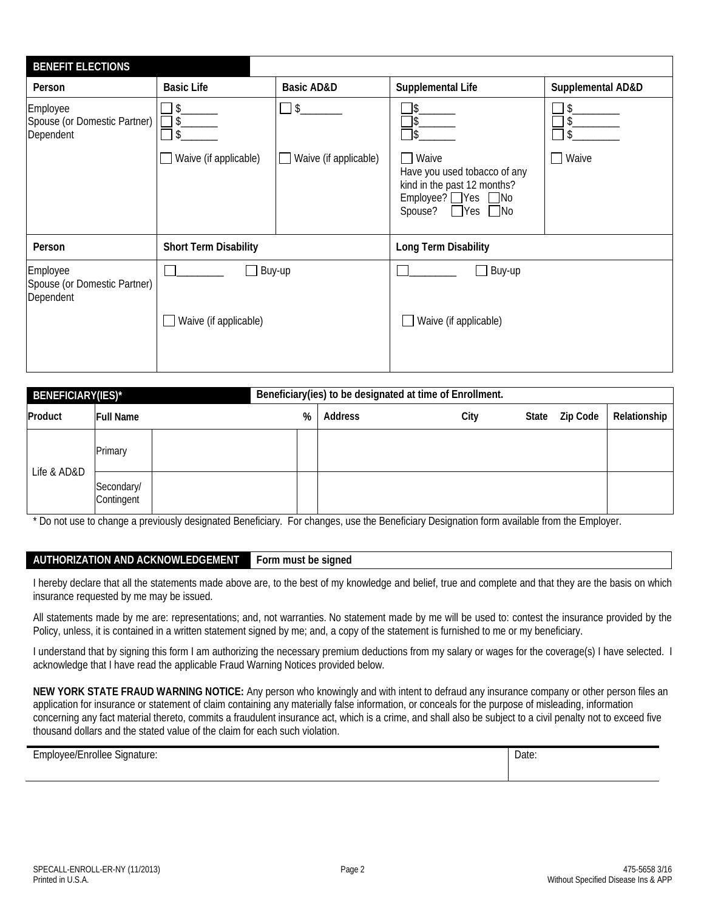## BENEFIT ELECTIONS

| Person | Basic Life | Basic AD&D | Supplemental Life | Supplemental AD&D |
|---|---|---|---|---|
| Employee<br>Spouse (or Domestic Partner)<br>Dependent | ☐ $_______<br>☐ $_______<br>☐ $_______<br><br>☐ Waive (if applicable) | ☐ $________<br><br>☐ Waive (if applicable) | ☐ $_______<br>☐ $_______<br>☐ $_______<br><br>☐ Waive<br>Have you used tobacco of any kind in the past 12 months?<br>Employee? ☐ Yes ☐ No<br>Spouse? ☐ Yes ☐ No | ☐ $_________<br>☐ $_________<br>☐ $_________<br><br>☐ Waive |

| Person | Short Term Disability | Long Term Disability |
|---|---|---|
| Employee<br>Spouse (or Domestic Partner)<br>Dependent | ☐_________ ☐ Buy-up<br><br>☐ Waive (if applicable) | ☐_________ ☐ Buy-up<br><br>☐ Waive (if applicable) |

## BENEFICIARY(IES)*

**Beneficiary(ies) to be designated at time of Enrollment.**

| Product | Full Name | | % | Address | City | State | Zip Code | Relationship |
|---|---|---|---|---|---|---|---|---|
| Life & AD&D | Primary | | | | | | | |
| | Secondary/ Contingent | | | | | | | |

* Do not use to change a previously designated Beneficiary. For changes, use the Beneficiary Designation form available from the Employer.

## AUTHORIZATION AND ACKNOWLEDGEMENT

**Form must be signed**

I hereby declare that all the statements made above are, to the best of my knowledge and belief, true and complete and that they are the basis on which insurance requested by me may be issued.

All statements made by me are: representations; and, not warranties. No statement made by me will be used to: contest the insurance provided by the Policy, unless, it is contained in a written statement signed by me; and, a copy of the statement is furnished to me or my beneficiary.

I understand that by signing this form I am authorizing the necessary premium deductions from my salary or wages for the coverage(s) I have selected. I acknowledge that I have read the applicable Fraud Warning Notices provided below.

**NEW YORK STATE FRAUD WARNING NOTICE:** Any person who knowingly and with intent to defraud any insurance company or other person files an application for insurance or statement of claim containing any materially false information, or conceals for the purpose of misleading, information concerning any fact material thereto, commits a fraudulent insurance act, which is a crime, and shall also be subject to a civil penalty not to exceed five thousand dollars and the stated value of the claim for each such violation.

| Employee/Enrollee Signature: | Date: |
|---|---|
| | |

SPECALL-ENROLL-ER-NY (11/2013)
Printed in U.S.A.

475-5658 3/16
Without Specified Disease Ins & APP